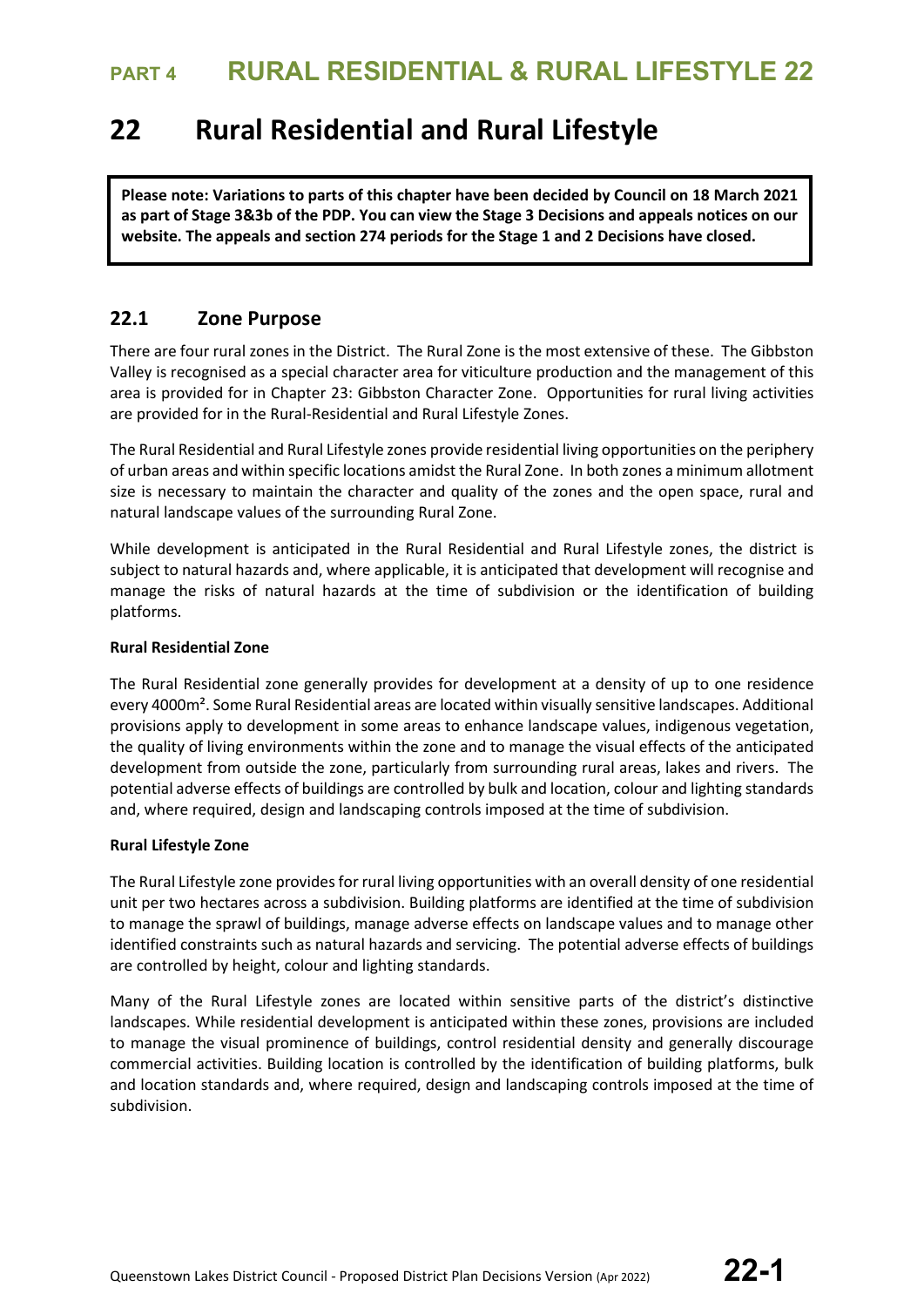# 22 Rural Residential and Rural Lifestyle

**Please note: Variations to parts of this chapter have been decided by Council on 18 March 2021 as part of Stage 3&3b of the PDP. You can view the Stage 3 Decisions and appeals notices on our website. The appeals and section 274 periods for the Stage 1 and 2 Decisions have closed.**

## 22.1 Zone Purpose

There are four rural zones in the District. The Rural Zone is the most extensive of these. The Gibbston Valley is recognised as a special character area for viticulture production and the management of this area is provided for in Chapter 23: Gibbston Character Zone. Opportunities for rural living activities are provided for in the Rural-Residential and Rural Lifestyle Zones.

The Rural Residential and Rural Lifestyle zones provide residential living opportunities on the periphery of urban areas and within specific locations amidst the Rural Zone. In both zones a minimum allotment size is necessary to maintain the character and quality of the zones and the open space, rural and natural landscape values of the surrounding Rural Zone.

While development is anticipated in the Rural Residential and Rural Lifestyle zones, the district is subject to natural hazards and, where applicable, it is anticipated that development will recognise and manage the risks of natural hazards at the time of subdivision or the identification of building platforms.

**Rural Residential Zone**

The Rural Residential zone generally provides for development at a density of up to one residence every 4000m². Some Rural Residential areas are located within visually sensitive landscapes. Additional provisions apply to development in some areas to enhance landscape values, indigenous vegetation, the quality of living environments within the zone and to manage the visual effects of the anticipated development from outside the zone, particularly from surrounding rural areas, lakes and rivers. The potential adverse effects of buildings are controlled by bulk and location, colour and lighting standards and, where required, design and landscaping controls imposed at the time of subdivision.

**Rural Lifestyle Zone**

The Rural Lifestyle zone provides for rural living opportunities with an overall density of one residential unit per two hectares across a subdivision. Building platforms are identified at the time of subdivision to manage the sprawl of buildings, manage adverse effects on landscape values and to manage other identified constraints such as natural hazards and servicing. The potential adverse effects of buildings are controlled by height, colour and lighting standards.

Many of the Rural Lifestyle zones are located within sensitive parts of the district's distinctive landscapes. While residential development is anticipated within these zones, provisions are included to manage the visual prominence of buildings, control residential density and generally discourage commercial activities. Building location is controlled by the identification of building platforms, bulk and location standards and, where required, design and landscaping controls imposed at the time of subdivision.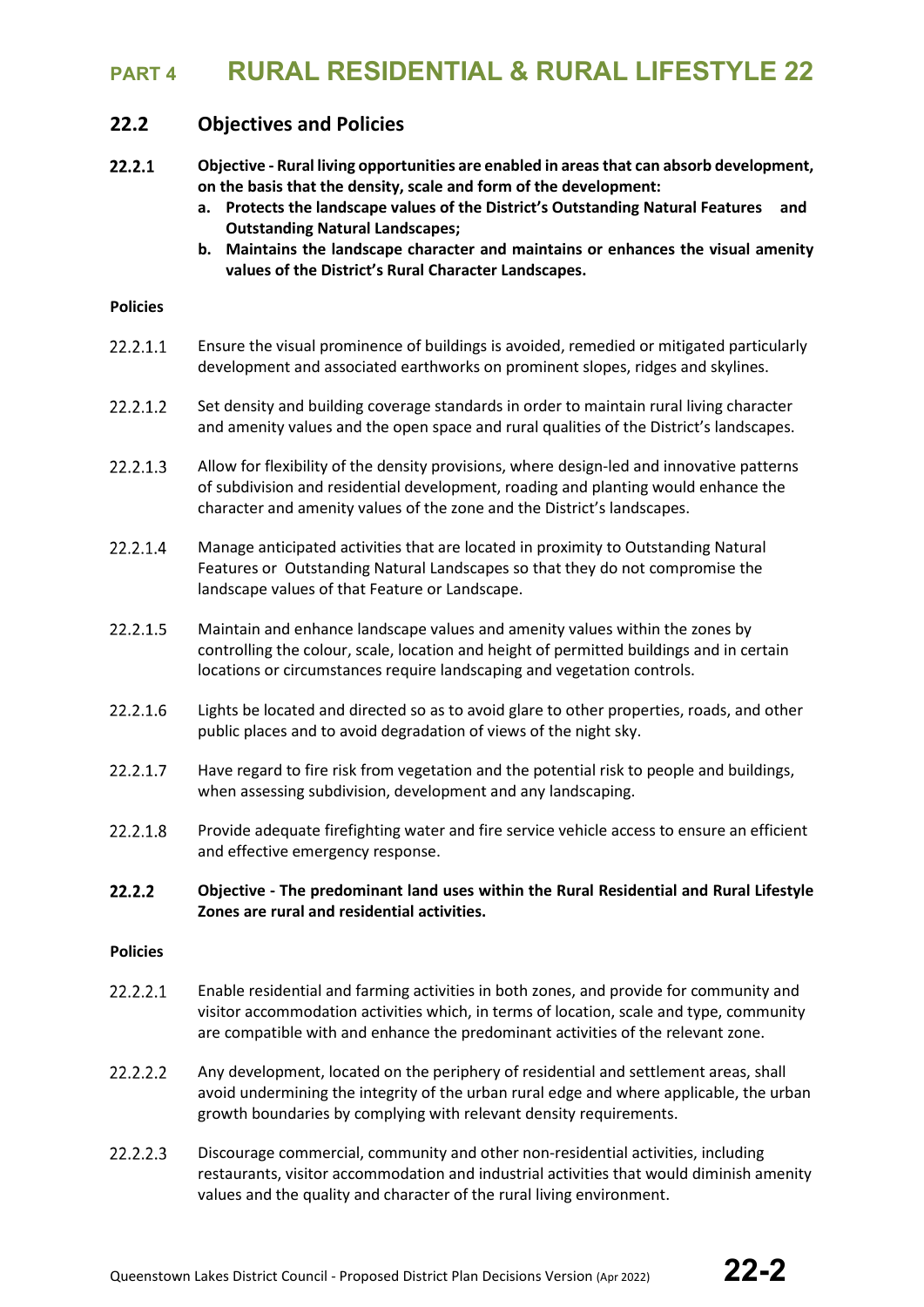## 22.2 Objectives and Policies

**22.2.1 Objective - Rural living opportunities are enabled in areas that can absorb development, on the basis that the density, scale and form of the development:**

**a. Protects the landscape values of the District's Outstanding Natural Features and Outstanding Natural Landscapes;**

**b. Maintains the landscape character and maintains or enhances the visual amenity values of the District's Rural Character Landscapes.**

**Policies**

22.2.1.1 Ensure the visual prominence of buildings is avoided, remedied or mitigated particularly development and associated earthworks on prominent slopes, ridges and skylines.

22.2.1.2 Set density and building coverage standards in order to maintain rural living character and amenity values and the open space and rural qualities of the District's landscapes.

22.2.1.3 Allow for flexibility of the density provisions, where design-led and innovative patterns of subdivision and residential development, roading and planting would enhance the character and amenity values of the zone and the District's landscapes.

22.2.1.4 Manage anticipated activities that are located in proximity to Outstanding Natural Features or Outstanding Natural Landscapes so that they do not compromise the landscape values of that Feature or Landscape.

22.2.1.5 Maintain and enhance landscape values and amenity values within the zones by controlling the colour, scale, location and height of permitted buildings and in certain locations or circumstances require landscaping and vegetation controls.

22.2.1.6 Lights be located and directed so as to avoid glare to other properties, roads, and other public places and to avoid degradation of views of the night sky.

22.2.1.7 Have regard to fire risk from vegetation and the potential risk to people and buildings, when assessing subdivision, development and any landscaping.

22.2.1.8 Provide adequate firefighting water and fire service vehicle access to ensure an efficient and effective emergency response.

**22.2.2 Objective - The predominant land uses within the Rural Residential and Rural Lifestyle Zones are rural and residential activities.**

**Policies**

22.2.2.1 Enable residential and farming activities in both zones, and provide for community and visitor accommodation activities which, in terms of location, scale and type, community are compatible with and enhance the predominant activities of the relevant zone.

22.2.2.2 Any development, located on the periphery of residential and settlement areas, shall avoid undermining the integrity of the urban rural edge and where applicable, the urban growth boundaries by complying with relevant density requirements.

22.2.2.3 Discourage commercial, community and other non-residential activities, including restaurants, visitor accommodation and industrial activities that would diminish amenity values and the quality and character of the rural living environment.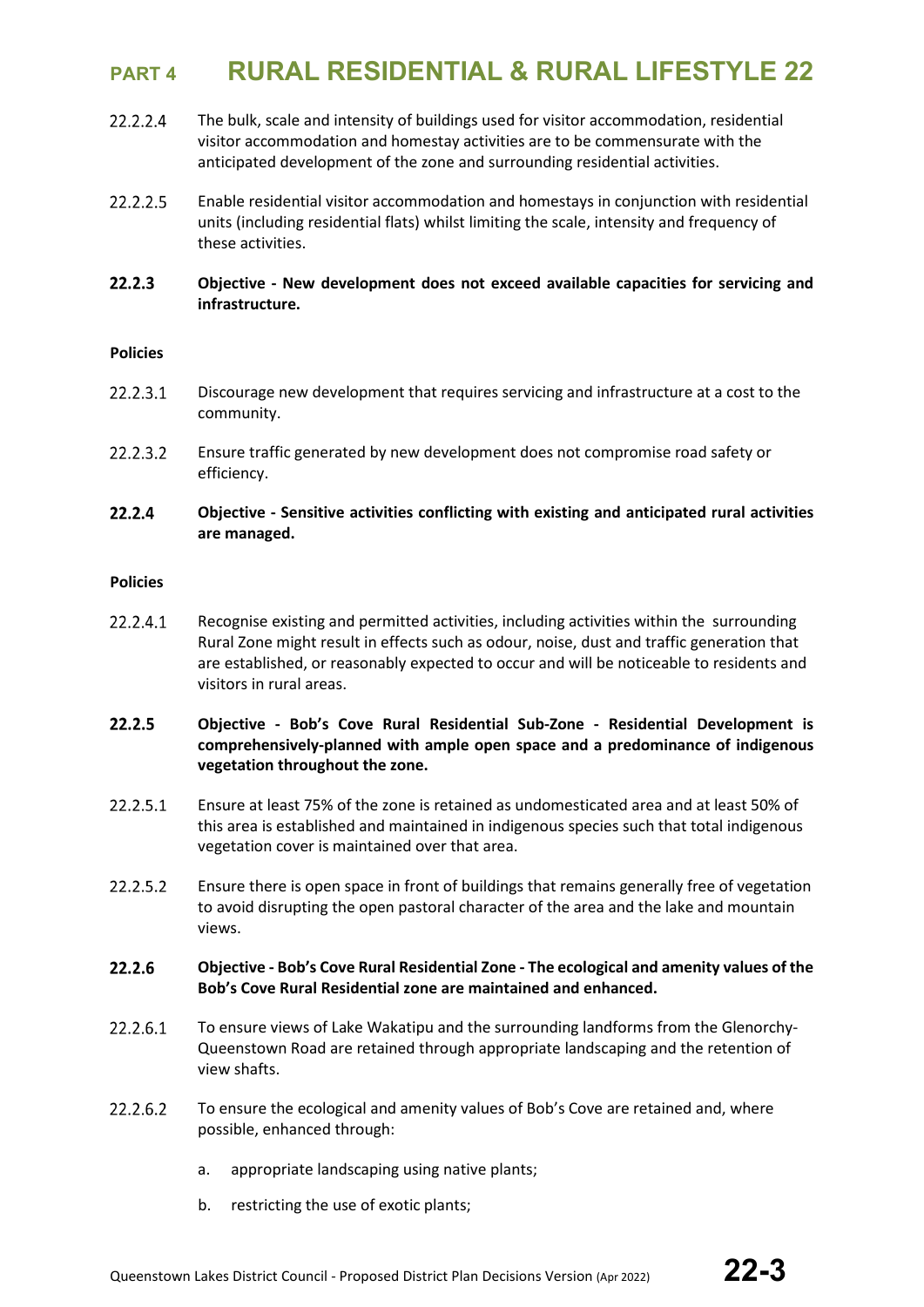22.2.2.4 The bulk, scale and intensity of buildings used for visitor accommodation, residential visitor accommodation and homestay activities are to be commensurate with the anticipated development of the zone and surrounding residential activities.

22.2.2.5 Enable residential visitor accommodation and homestays in conjunction with residential units (including residential flats) whilst limiting the scale, intensity and frequency of these activities.

### 22.2.3 Objective - New development does not exceed available capacities for servicing and infrastructure.

**Policies**

22.2.3.1 Discourage new development that requires servicing and infrastructure at a cost to the community.

22.2.3.2 Ensure traffic generated by new development does not compromise road safety or efficiency.

### 22.2.4 Objective - Sensitive activities conflicting with existing and anticipated rural activities are managed.

**Policies**

22.2.4.1 Recognise existing and permitted activities, including activities within the surrounding Rural Zone might result in effects such as odour, noise, dust and traffic generation that are established, or reasonably expected to occur and will be noticeable to residents and visitors in rural areas.

### 22.2.5 Objective - Bob's Cove Rural Residential Sub-Zone - Residential Development is comprehensively-planned with ample open space and a predominance of indigenous vegetation throughout the zone.

22.2.5.1 Ensure at least 75% of the zone is retained as undomesticated area and at least 50% of this area is established and maintained in indigenous species such that total indigenous vegetation cover is maintained over that area.

22.2.5.2 Ensure there is open space in front of buildings that remains generally free of vegetation to avoid disrupting the open pastoral character of the area and the lake and mountain views.

### 22.2.6 Objective - Bob's Cove Rural Residential Zone - The ecological and amenity values of the Bob's Cove Rural Residential zone are maintained and enhanced.

22.2.6.1 To ensure views of Lake Wakatipu and the surrounding landforms from the Glenorchy-Queenstown Road are retained through appropriate landscaping and the retention of view shafts.

22.2.6.2 To ensure the ecological and amenity values of Bob's Cove are retained and, where possible, enhanced through:

a. appropriate landscaping using native plants;

b. restricting the use of exotic plants;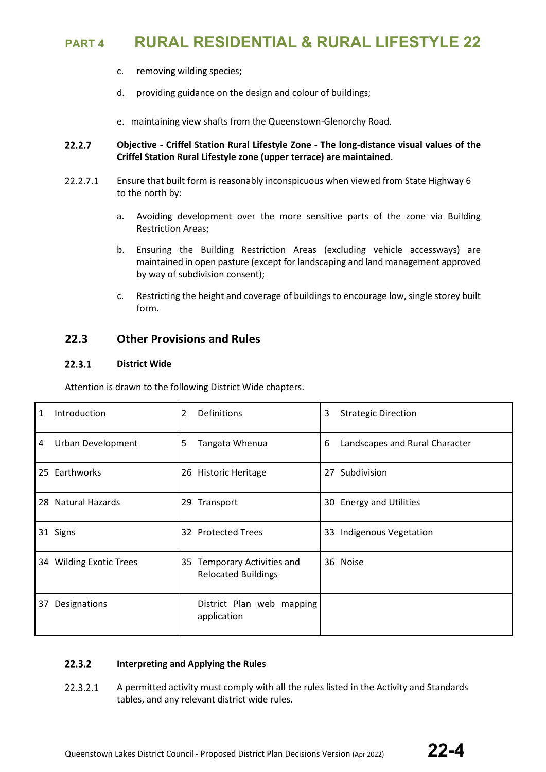c. removing wilding species;

d. providing guidance on the design and colour of buildings;

e. maintaining view shafts from the Queenstown-Glenorchy Road.

**22.2.7 Objective - Criffel Station Rural Lifestyle Zone - The long-distance visual values of the Criffel Station Rural Lifestyle zone (upper terrace) are maintained.**

22.2.7.1 Ensure that built form is reasonably inconspicuous when viewed from State Highway 6 to the north by:

a. Avoiding development over the more sensitive parts of the zone via Building Restriction Areas;

b. Ensuring the Building Restriction Areas (excluding vehicle accessways) are maintained in open pasture (except for landscaping and land management approved by way of subdivision consent);

c. Restricting the height and coverage of buildings to encourage low, single storey built form.

## 22.3 Other Provisions and Rules

### 22.3.1 District Wide

Attention is drawn to the following District Wide chapters.

| | | |
|---|---|---|
| 1 Introduction | 2 Definitions | 3 Strategic Direction |
| 4 Urban Development | 5 Tangata Whenua | 6 Landscapes and Rural Character |
| 25 Earthworks | 26 Historic Heritage | 27 Subdivision |
| 28 Natural Hazards | 29 Transport | 30 Energy and Utilities |
| 31 Signs | 32 Protected Trees | 33 Indigenous Vegetation |
| 34 Wilding Exotic Trees | 35 Temporary Activities and Relocated Buildings | 36 Noise |
| 37 Designations | District Plan web mapping application | |

### 22.3.2 Interpreting and Applying the Rules

22.3.2.1 A permitted activity must comply with all the rules listed in the Activity and Standards tables, and any relevant district wide rules.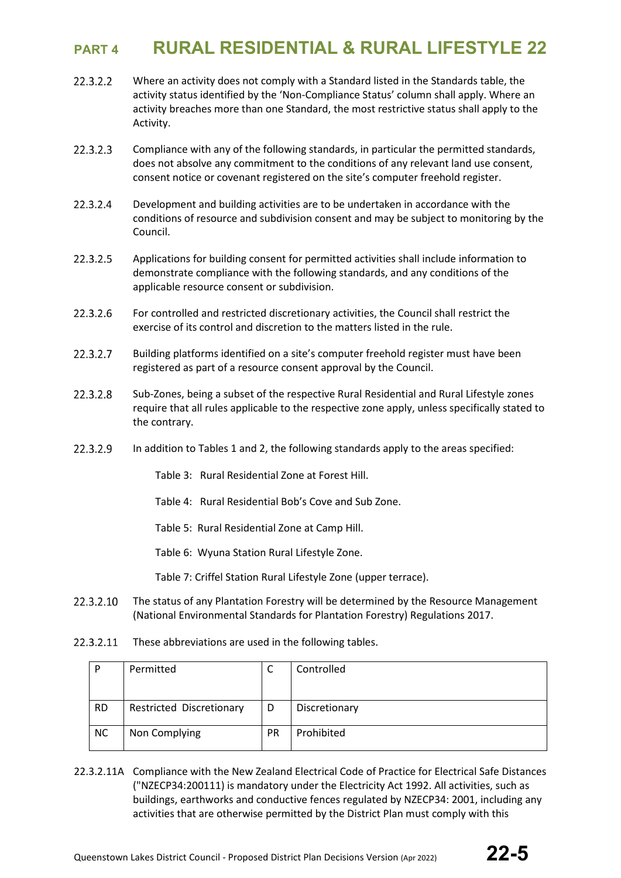22.3.2.2 Where an activity does not comply with a Standard listed in the Standards table, the activity status identified by the 'Non-Compliance Status' column shall apply. Where an activity breaches more than one Standard, the most restrictive status shall apply to the Activity.

22.3.2.3 Compliance with any of the following standards, in particular the permitted standards, does not absolve any commitment to the conditions of any relevant land use consent, consent notice or covenant registered on the site's computer freehold register.

22.3.2.4 Development and building activities are to be undertaken in accordance with the conditions of resource and subdivision consent and may be subject to monitoring by the Council.

22.3.2.5 Applications for building consent for permitted activities shall include information to demonstrate compliance with the following standards, and any conditions of the applicable resource consent or subdivision.

22.3.2.6 For controlled and restricted discretionary activities, the Council shall restrict the exercise of its control and discretion to the matters listed in the rule.

22.3.2.7 Building platforms identified on a site's computer freehold register must have been registered as part of a resource consent approval by the Council.

22.3.2.8 Sub-Zones, being a subset of the respective Rural Residential and Rural Lifestyle zones require that all rules applicable to the respective zone apply, unless specifically stated to the contrary.

22.3.2.9 In addition to Tables 1 and 2, the following standards apply to the areas specified:

Table 3: Rural Residential Zone at Forest Hill.

Table 4: Rural Residential Bob's Cove and Sub Zone.

Table 5: Rural Residential Zone at Camp Hill.

Table 6: Wyuna Station Rural Lifestyle Zone.

Table 7: Criffel Station Rural Lifestyle Zone (upper terrace).

22.3.2.10 The status of any Plantation Forestry will be determined by the Resource Management (National Environmental Standards for Plantation Forestry) Regulations 2017.

22.3.2.11 These abbreviations are used in the following tables.

| P | Permitted | C | Controlled |
|---|---|---|---|
| RD | Restricted Discretionary | D | Discretionary |
| NC | Non Complying | PR | Prohibited |

22.3.2.11A Compliance with the New Zealand Electrical Code of Practice for Electrical Safe Distances ("NZECP34:200111) is mandatory under the Electricity Act 1992. All activities, such as buildings, earthworks and conductive fences regulated by NZECP34: 2001, including any activities that are otherwise permitted by the District Plan must comply with this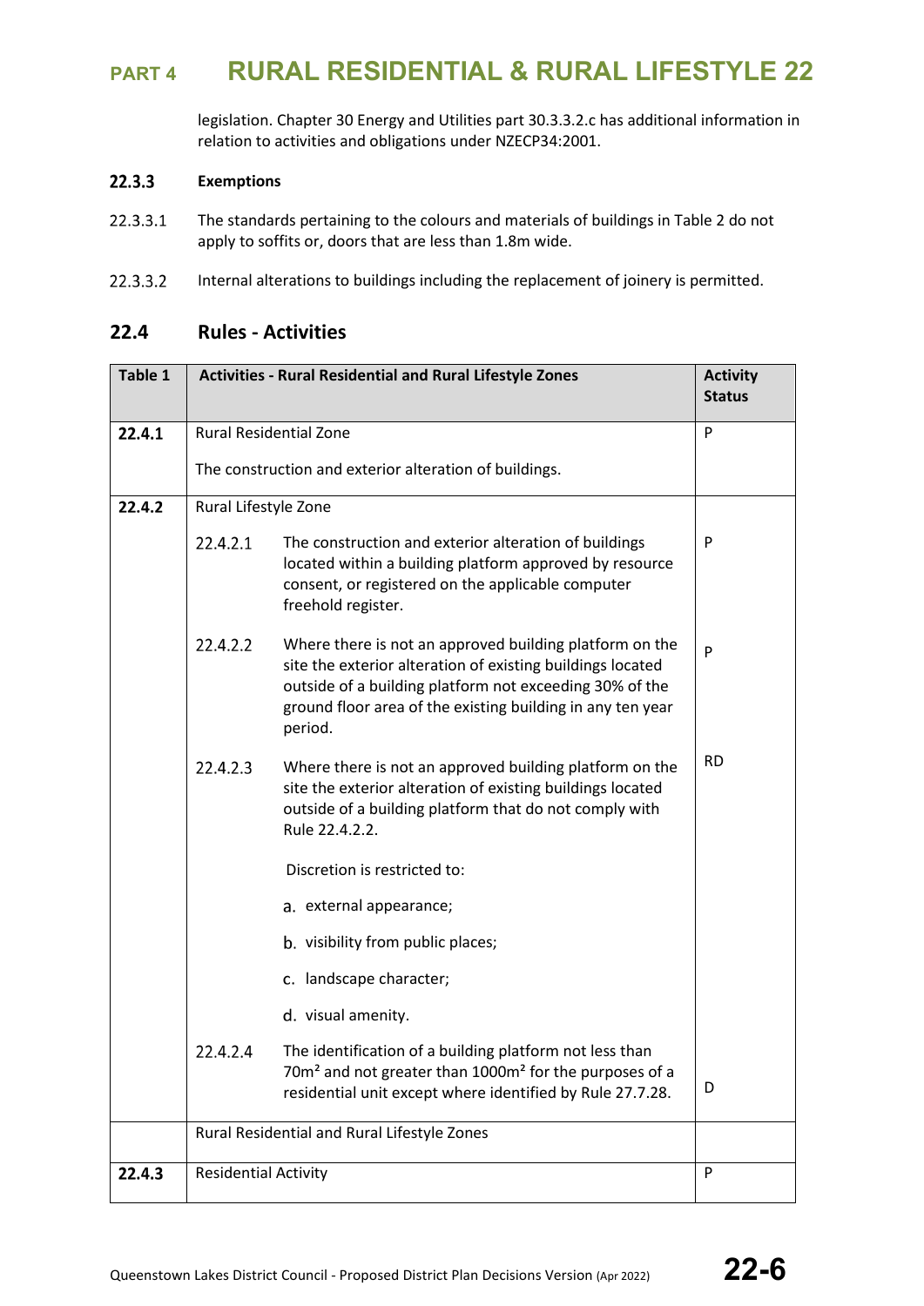legislation. Chapter 30 Energy and Utilities part 30.3.3.2.c has additional information in relation to activities and obligations under NZECP34:2001.

### 22.3.3 Exemptions

22.3.3.1 The standards pertaining to the colours and materials of buildings in Table 2 do not apply to soffits or, doors that are less than 1.8m wide.

22.3.3.2 Internal alterations to buildings including the replacement of joinery is permitted.

## 22.4 Rules - Activities

| Table 1 | Activities - Rural Residential and Rural Lifestyle Zones | | Activity Status |
|---|---|---|---|
| **22.4.1** | Rural Residential Zone<br><br>The construction and exterior alteration of buildings. | | P |
| **22.4.2** | Rural Lifestyle Zone | | |
| | 22.4.2.1 | The construction and exterior alteration of buildings located within a building platform approved by resource consent, or registered on the applicable computer freehold register. | P |
| | 22.4.2.2 | Where there is not an approved building platform on the site the exterior alteration of existing buildings located outside of a building platform not exceeding 30% of the ground floor area of the existing building in any ten year period. | P |
| | 22.4.2.3 | Where there is not an approved building platform on the site the exterior alteration of existing buildings located outside of a building platform that do not comply with Rule 22.4.2.2.<br><br>Discretion is restricted to:<br><br>a. external appearance;<br><br>b. visibility from public places;<br><br>c. landscape character;<br><br>d. visual amenity. | RD |
| | 22.4.2.4 | The identification of a building platform not less than 70m² and not greater than 1000m² for the purposes of a residential unit except where identified by Rule 27.7.28. | D |
| | Rural Residential and Rural Lifestyle Zones | | |
| **22.4.3** | Residential Activity | | P |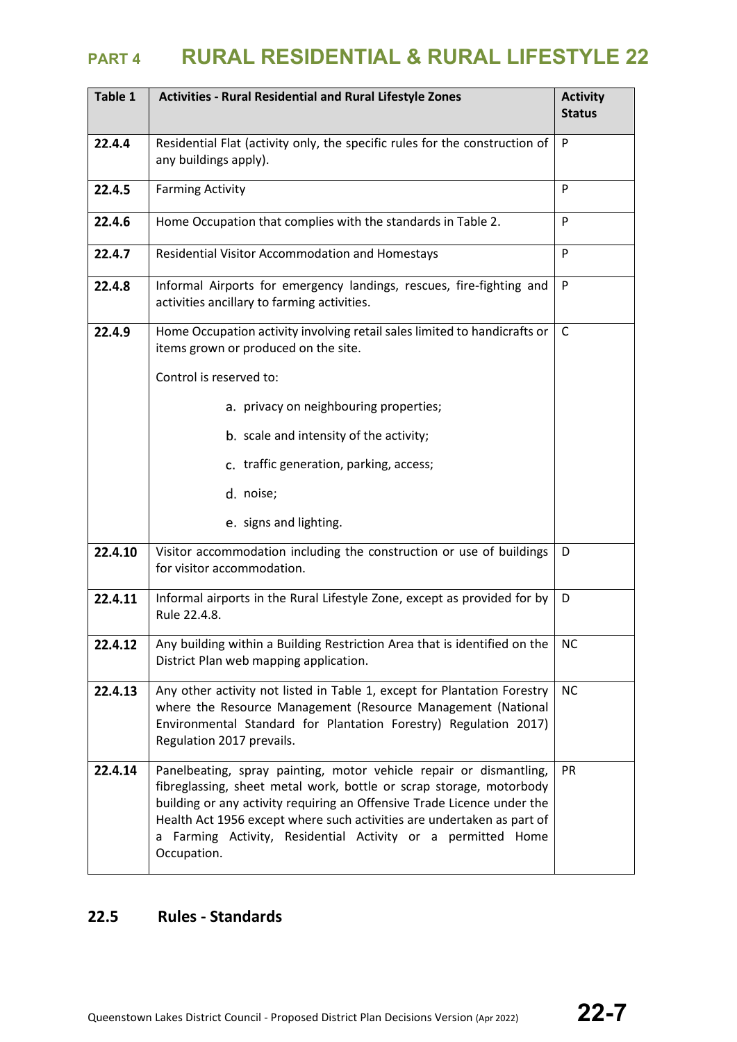| Table 1 | Activities - Rural Residential and Rural Lifestyle Zones | Activity Status |
|---|---|---|
| **22.4.4** | Residential Flat (activity only, the specific rules for the construction of any buildings apply). | P |
| **22.4.5** | Farming Activity | P |
| **22.4.6** | Home Occupation that complies with the standards in Table 2. | P |
| **22.4.7** | Residential Visitor Accommodation and Homestays | P |
| **22.4.8** | Informal Airports for emergency landings, rescues, fire-fighting and activities ancillary to farming activities. | P |
| **22.4.9** | Home Occupation activity involving retail sales limited to handicrafts or items grown or produced on the site.<br><br>Control is reserved to:<br><br>a. privacy on neighbouring properties;<br><br>b. scale and intensity of the activity;<br><br>c. traffic generation, parking, access;<br><br>d. noise;<br><br>e. signs and lighting. | C |
| **22.4.10** | Visitor accommodation including the construction or use of buildings for visitor accommodation. | D |
| **22.4.11** | Informal airports in the Rural Lifestyle Zone, except as provided for by Rule 22.4.8. | D |
| **22.4.12** | Any building within a Building Restriction Area that is identified on the District Plan web mapping application. | NC |
| **22.4.13** | Any other activity not listed in Table 1, except for Plantation Forestry where the Resource Management (Resource Management (National Environmental Standard for Plantation Forestry) Regulation 2017) Regulation 2017 prevails. | NC |
| **22.4.14** | Panelbeating, spray painting, motor vehicle repair or dismantling, fibreglassing, sheet metal work, bottle or scrap storage, motorbody building or any activity requiring an Offensive Trade Licence under the Health Act 1956 except where such activities are undertaken as part of a Farming Activity, Residential Activity or a permitted Home Occupation. | PR |

## 22.5 Rules - Standards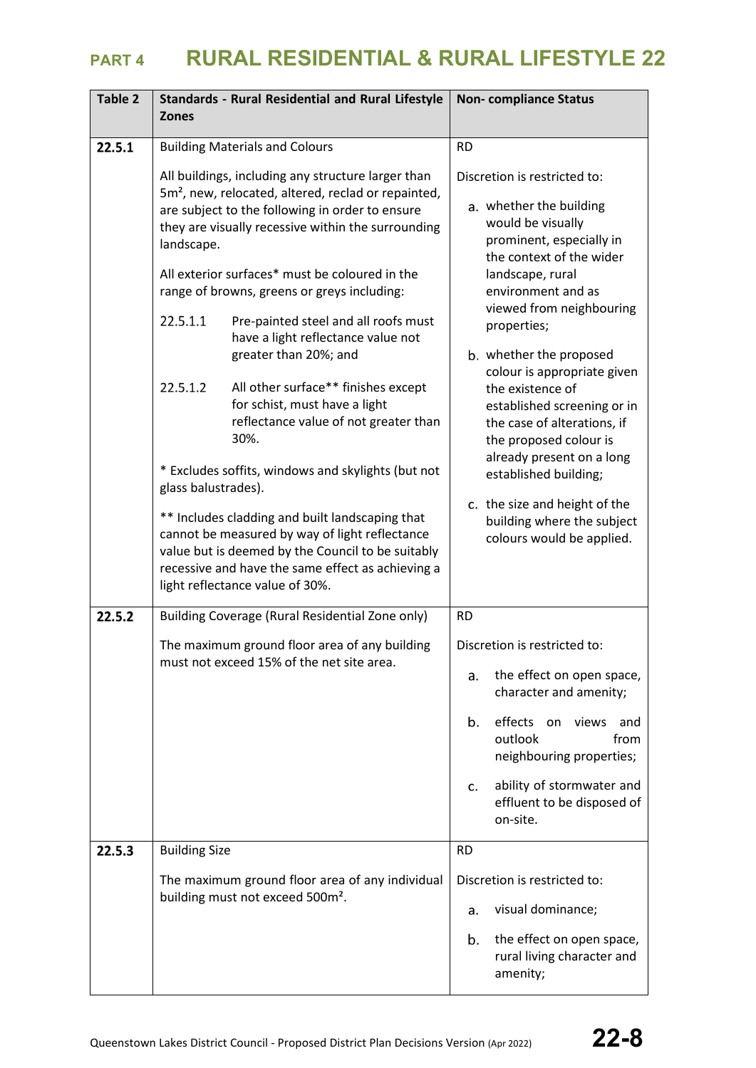# PART 4 RURAL RESIDENTIAL & RURAL LIFESTYLE 22

| Table 2 | Standards - Rural Residential and Rural Lifestyle Zones | Non- compliance Status |
|---|---|---|
| **22.5.1** | Building Materials and Colours<br><br>All buildings, including any structure larger than 5m², new, relocated, altered, reclad or repainted, are subject to the following in order to ensure they are visually recessive within the surrounding landscape.<br><br>All exterior surfaces* must be coloured in the range of browns, greens or greys including:<br><br>22.5.1.1 Pre-painted steel and all roofs must have a light reflectance value not greater than 20%; and<br><br>22.5.1.2 All other surface** finishes except for schist, must have a light reflectance value of not greater than 30%.<br><br>* Excludes soffits, windows and skylights (but not glass balustrades).<br><br>** Includes cladding and built landscaping that cannot be measured by way of light reflectance value but is deemed by the Council to be suitably recessive and have the same effect as achieving a light reflectance value of 30%. | RD<br><br>Discretion is restricted to:<br><br>a. whether the building would be visually prominent, especially in the context of the wider landscape, rural environment and as viewed from neighbouring properties;<br><br>b. whether the proposed colour is appropriate given the existence of established screening or in the case of alterations, if the proposed colour is already present on a long established building;<br><br>c. the size and height of the building where the subject colours would be applied. |
| **22.5.2** | Building Coverage (Rural Residential Zone only)<br><br>The maximum ground floor area of any building must not exceed 15% of the net site area. | RD<br><br>Discretion is restricted to:<br><br>a. the effect on open space, character and amenity;<br><br>b. effects on views and outlook from neighbouring properties;<br><br>c. ability of stormwater and effluent to be disposed of on-site. |
| **22.5.3** | Building Size<br><br>The maximum ground floor area of any individual building must not exceed 500m². | RD<br><br>Discretion is restricted to:<br><br>a. visual dominance;<br><br>b. the effect on open space, rural living character and amenity; |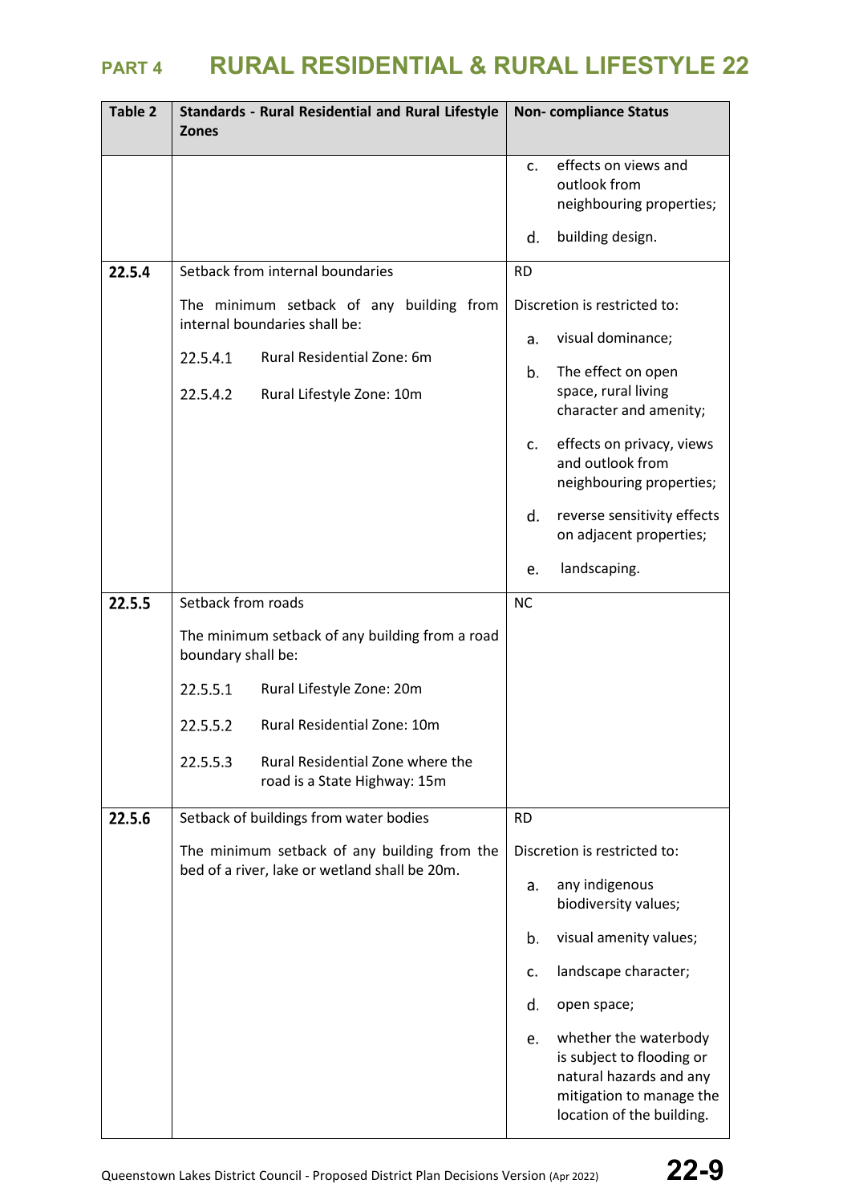| Table 2 | Standards - Rural Residential and Rural Lifestyle Zones | Non- compliance Status |
|---|---|---|
| | | c. effects on views and outlook from neighbouring properties;<br><br>d. building design. |
| **22.5.4** | Setback from internal boundaries<br><br>The minimum setback of any building from internal boundaries shall be:<br><br>22.5.4.1 Rural Residential Zone: 6m<br><br>22.5.4.2 Rural Lifestyle Zone: 10m | RD<br><br>Discretion is restricted to:<br><br>a. visual dominance;<br><br>b. The effect on open space, rural living character and amenity;<br><br>c. effects on privacy, views and outlook from neighbouring properties;<br><br>d. reverse sensitivity effects on adjacent properties;<br><br>e. landscaping. |
| **22.5.5** | Setback from roads<br><br>The minimum setback of any building from a road boundary shall be:<br><br>22.5.5.1 Rural Lifestyle Zone: 20m<br><br>22.5.5.2 Rural Residential Zone: 10m<br><br>22.5.5.3 Rural Residential Zone where the road is a State Highway: 15m | NC |
| **22.5.6** | Setback of buildings from water bodies<br><br>The minimum setback of any building from the bed of a river, lake or wetland shall be 20m. | RD<br><br>Discretion is restricted to:<br><br>a. any indigenous biodiversity values;<br><br>b. visual amenity values;<br><br>c. landscape character;<br><br>d. open space;<br><br>e. whether the waterbody is subject to flooding or natural hazards and any mitigation to manage the location of the building. |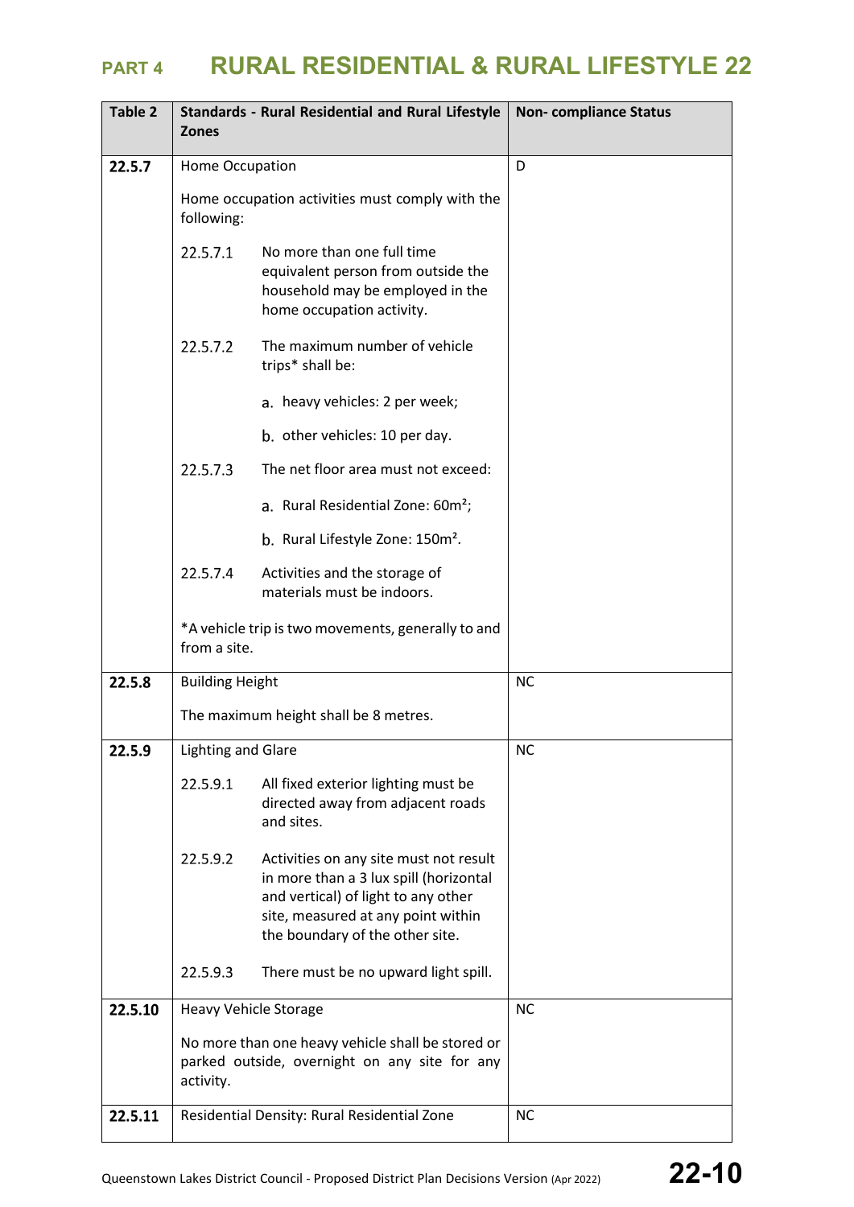| Table 2 | Standards - Rural Residential and Rural Lifestyle Zones | Non- compliance Status |
|---|---|---|
| 22.5.7 | Home Occupation<br><br>Home occupation activities must comply with the following:<br><br>22.5.7.1 No more than one full time equivalent person from outside the household may be employed in the home occupation activity.<br><br>22.5.7.2 The maximum number of vehicle trips* shall be:<br><br>a. heavy vehicles: 2 per week;<br><br>b. other vehicles: 10 per day.<br><br>22.5.7.3 The net floor area must not exceed:<br><br>a. Rural Residential Zone: 60m²;<br><br>b. Rural Lifestyle Zone: 150m².<br><br>22.5.7.4 Activities and the storage of materials must be indoors.<br><br>*A vehicle trip is two movements, generally to and from a site. | D |
| 22.5.8 | Building Height<br><br>The maximum height shall be 8 metres. | NC |
| 22.5.9 | Lighting and Glare<br><br>22.5.9.1 All fixed exterior lighting must be directed away from adjacent roads and sites.<br><br>22.5.9.2 Activities on any site must not result in more than a 3 lux spill (horizontal and vertical) of light to any other site, measured at any point within the boundary of the other site.<br><br>22.5.9.3 There must be no upward light spill. | NC |
| 22.5.10 | Heavy Vehicle Storage<br><br>No more than one heavy vehicle shall be stored or parked outside, overnight on any site for any activity. | NC |
| 22.5.11 | Residential Density: Rural Residential Zone | NC |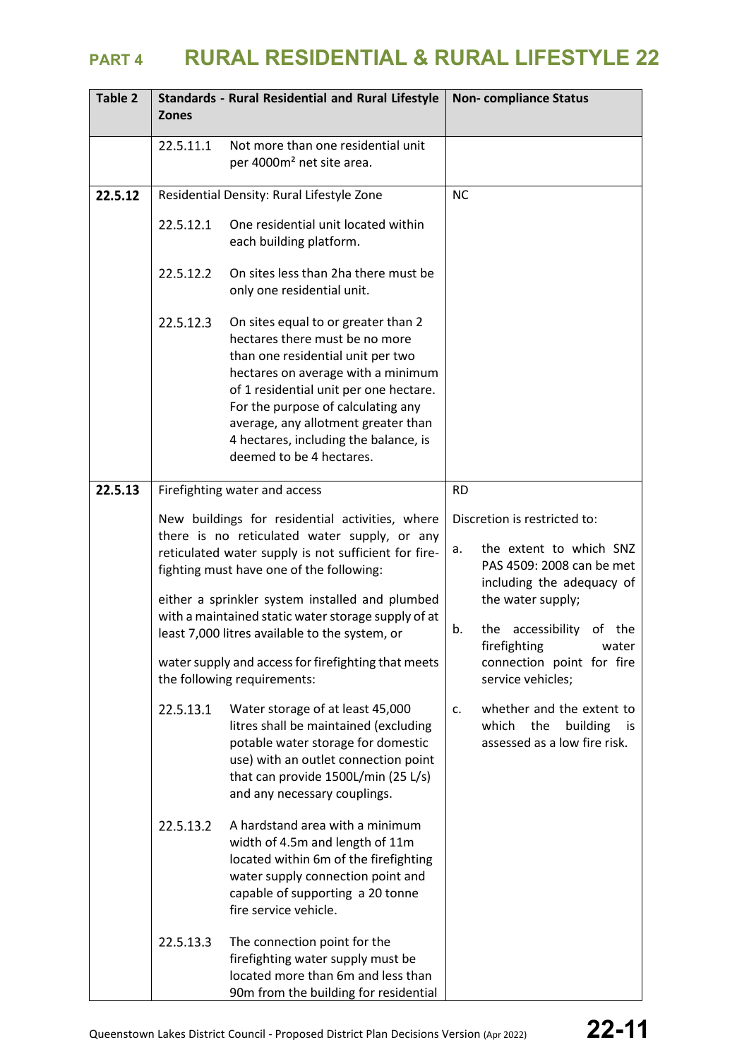# PART 4 RURAL RESIDENTIAL & RURAL LIFESTYLE 22

| Table 2 | Standards - Rural Residential and Rural Lifestyle Zones | Non- compliance Status |
|---|---|---|
| | 22.5.11.1 Not more than one residential unit per 4000m² net site area. | |
| **22.5.12** | Residential Density: Rural Lifestyle Zone<br><br>22.5.12.1 One residential unit located within each building platform.<br><br>22.5.12.2 On sites less than 2ha there must be only one residential unit.<br><br>22.5.12.3 On sites equal to or greater than 2 hectares there must be no more than one residential unit per two hectares on average with a minimum of 1 residential unit per one hectare. For the purpose of calculating any average, any allotment greater than 4 hectares, including the balance, is deemed to be 4 hectares. | NC |
| **22.5.13** | Firefighting water and access<br><br>New buildings for residential activities, where there is no reticulated water supply, or any reticulated water supply is not sufficient for fire-fighting must have one of the following:<br><br>either a sprinkler system installed and plumbed with a maintained static water storage supply of at least 7,000 litres available to the system, or<br><br>water supply and access for firefighting that meets the following requirements:<br><br>22.5.13.1 Water storage of at least 45,000 litres shall be maintained (excluding potable water storage for domestic use) with an outlet connection point that can provide 1500L/min (25 L/s) and any necessary couplings.<br><br>22.5.13.2 A hardstand area with a minimum width of 4.5m and length of 11m located within 6m of the firefighting water supply connection point and capable of supporting a 20 tonne fire service vehicle.<br><br>22.5.13.3 The connection point for the firefighting water supply must be located more than 6m and less than 90m from the building for residential | RD<br><br>Discretion is restricted to:<br><br>a. the extent to which SNZ PAS 4509: 2008 can be met including the adequacy of the water supply;<br><br>b. the accessibility of the firefighting water connection point for fire service vehicles;<br><br>c. whether and the extent to which the building is assessed as a low fire risk. |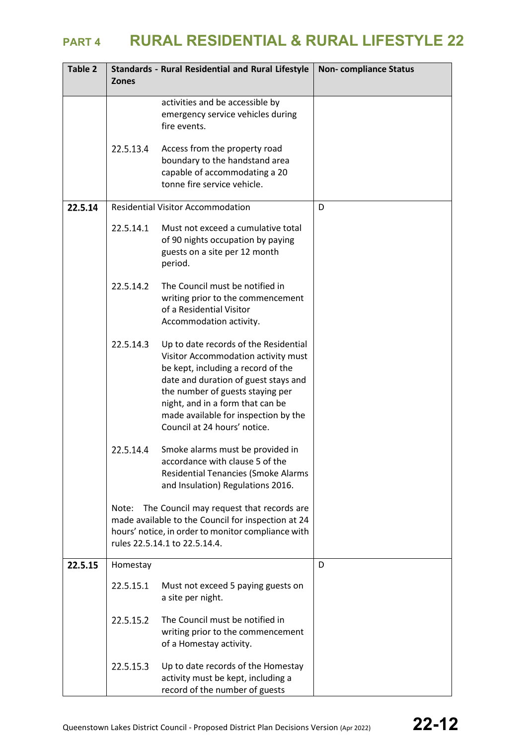# PART 4 RURAL RESIDENTIAL & RURAL LIFESTYLE 22

| Table 2 | Standards - Rural Residential and Rural Lifestyle Zones | Non- compliance Status |
|---|---|---|
| | activities and be accessible by emergency service vehicles during fire events.<br><br>22.5.13.4 Access from the property road boundary to the handstand area capable of accommodating a 20 tonne fire service vehicle. | |
| **22.5.14** | Residential Visitor Accommodation<br><br>22.5.14.1 Must not exceed a cumulative total of 90 nights occupation by paying guests on a site per 12 month period.<br><br>22.5.14.2 The Council must be notified in writing prior to the commencement of a Residential Visitor Accommodation activity.<br><br>22.5.14.3 Up to date records of the Residential Visitor Accommodation activity must be kept, including a record of the date and duration of guest stays and the number of guests staying per night, and in a form that can be made available for inspection by the Council at 24 hours' notice.<br><br>22.5.14.4 Smoke alarms must be provided in accordance with clause 5 of the Residential Tenancies (Smoke Alarms and Insulation) Regulations 2016.<br><br>Note: The Council may request that records are made available to the Council for inspection at 24 hours' notice, in order to monitor compliance with rules 22.5.14.1 to 22.5.14.4. | D |
| **22.5.15** | Homestay<br><br>22.5.15.1 Must not exceed 5 paying guests on a site per night.<br><br>22.5.15.2 The Council must be notified in writing prior to the commencement of a Homestay activity.<br><br>22.5.15.3 Up to date records of the Homestay activity must be kept, including a record of the number of guests | D |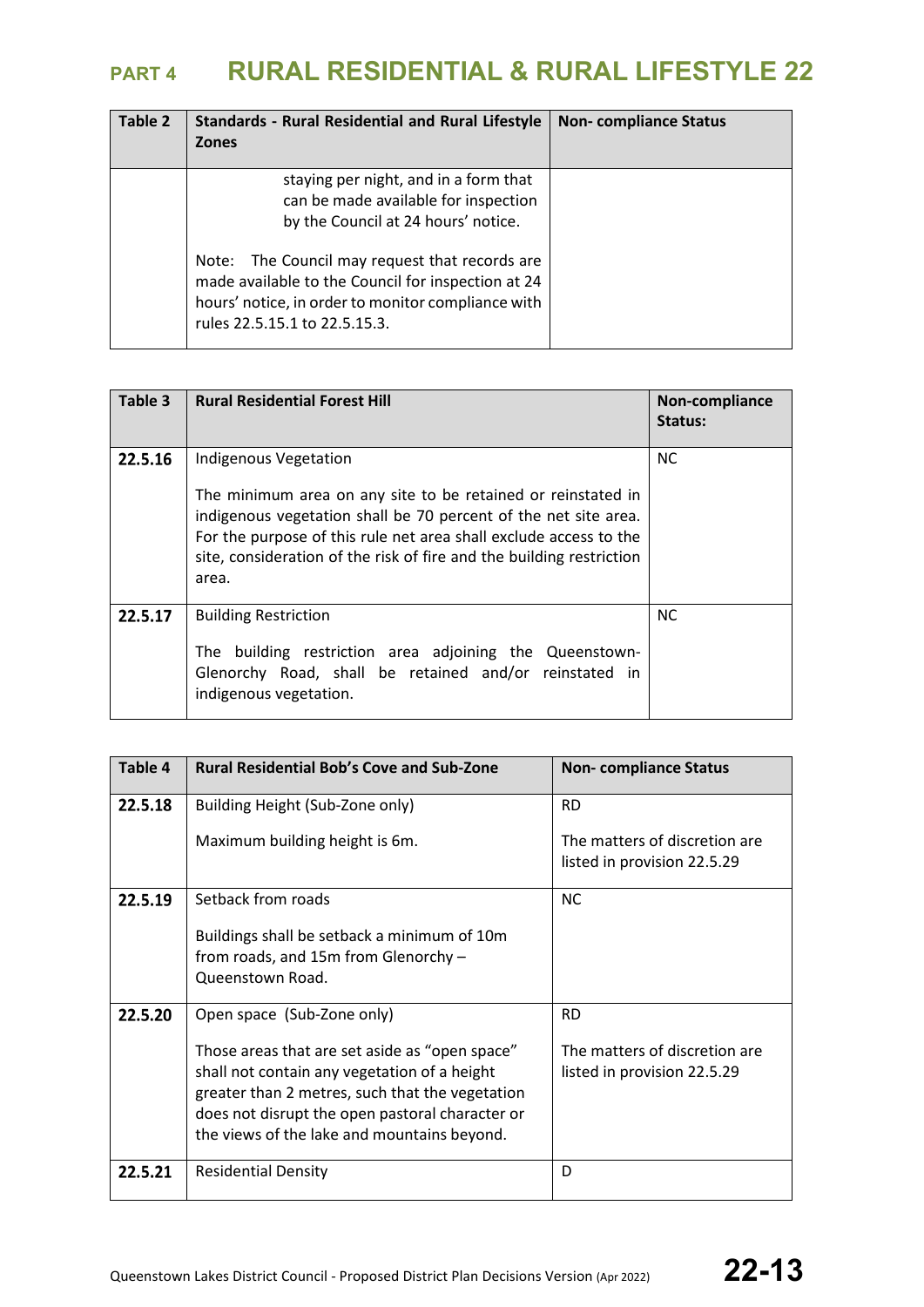| Table 2 | Standards - Rural Residential and Rural Lifestyle Zones | Non- compliance Status |
|---|---|---|
| | staying per night, and in a form that can be made available for inspection by the Council at 24 hours' notice.<br><br>Note: The Council may request that records are made available to the Council for inspection at 24 hours' notice, in order to monitor compliance with rules 22.5.15.1 to 22.5.15.3. | |

| Table 3 | Rural Residential Forest Hill | Non-compliance Status: |
|---|---|---|
| **22.5.16** | Indigenous Vegetation<br><br>The minimum area on any site to be retained or reinstated in indigenous vegetation shall be 70 percent of the net site area. For the purpose of this rule net area shall exclude access to the site, consideration of the risk of fire and the building restriction area. | NC |
| **22.5.17** | Building Restriction<br><br>The building restriction area adjoining the Queenstown-Glenorchy Road, shall be retained and/or reinstated in indigenous vegetation. | NC |

| Table 4 | Rural Residential Bob's Cove and Sub-Zone | Non- compliance Status |
|---|---|---|
| **22.5.18** | Building Height (Sub-Zone only)<br><br>Maximum building height is 6m. | RD<br><br>The matters of discretion are listed in provision 22.5.29 |
| **22.5.19** | Setback from roads<br><br>Buildings shall be setback a minimum of 10m from roads, and 15m from Glenorchy – Queenstown Road. | NC |
| **22.5.20** | Open space (Sub-Zone only)<br><br>Those areas that are set aside as "open space" shall not contain any vegetation of a height greater than 2 metres, such that the vegetation does not disrupt the open pastoral character or the views of the lake and mountains beyond. | RD<br><br>The matters of discretion are listed in provision 22.5.29 |
| **22.5.21** | Residential Density | D |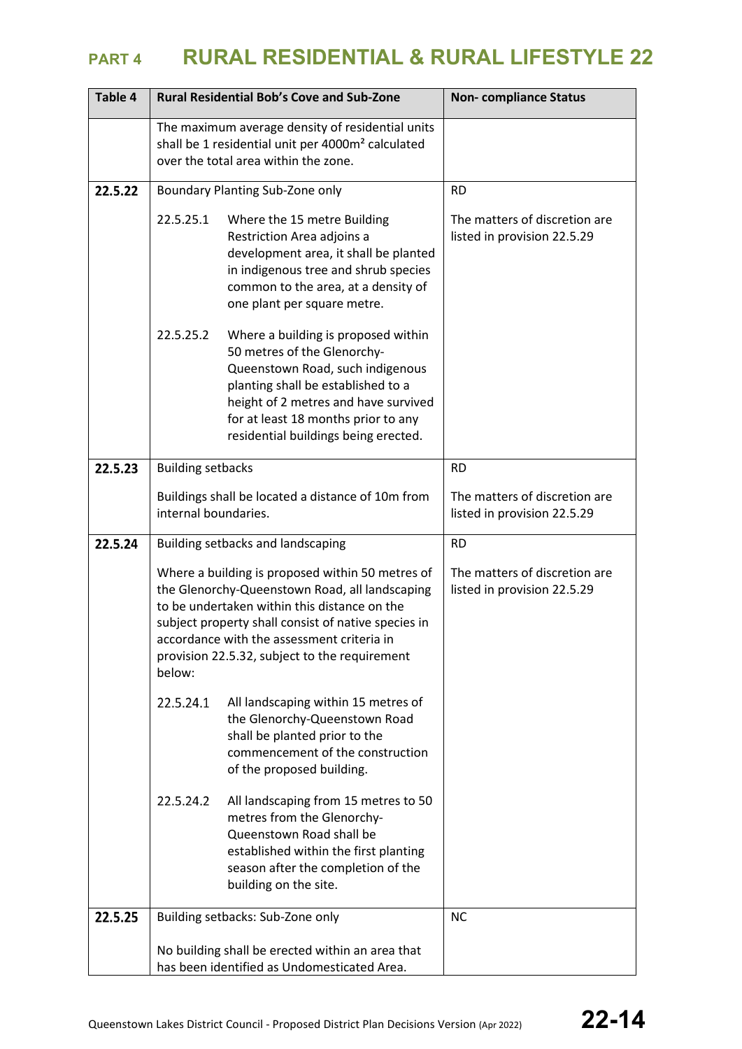# PART 4 RURAL RESIDENTIAL & RURAL LIFESTYLE 22

| Table 4 | Rural Residential Bob's Cove and Sub-Zone | Non- compliance Status |
|---|---|---|
| | The maximum average density of residential units shall be 1 residential unit per 4000m² calculated over the total area within the zone. | |
| **22.5.22** | Boundary Planting Sub-Zone only<br><br>22.5.25.1 Where the 15 metre Building Restriction Area adjoins a development area, it shall be planted in indigenous tree and shrub species common to the area, at a density of one plant per square metre.<br><br>22.5.25.2 Where a building is proposed within 50 metres of the Glenorchy-Queenstown Road, such indigenous planting shall be established to a height of 2 metres and have survived for at least 18 months prior to any residential buildings being erected. | RD<br><br>The matters of discretion are listed in provision 22.5.29 |
| **22.5.23** | Building setbacks<br><br>Buildings shall be located a distance of 10m from internal boundaries. | RD<br><br>The matters of discretion are listed in provision 22.5.29 |
| **22.5.24** | Building setbacks and landscaping<br><br>Where a building is proposed within 50 metres of the Glenorchy-Queenstown Road, all landscaping to be undertaken within this distance on the subject property shall consist of native species in accordance with the assessment criteria in provision 22.5.32, subject to the requirement below:<br><br>22.5.24.1 All landscaping within 15 metres of the Glenorchy-Queenstown Road shall be planted prior to the commencement of the construction of the proposed building.<br><br>22.5.24.2 All landscaping from 15 metres to 50 metres from the Glenorchy-Queenstown Road shall be established within the first planting season after the completion of the building on the site. | RD<br><br>The matters of discretion are listed in provision 22.5.29 |
| **22.5.25** | Building setbacks: Sub-Zone only<br><br>No building shall be erected within an area that has been identified as Undomesticated Area. | NC |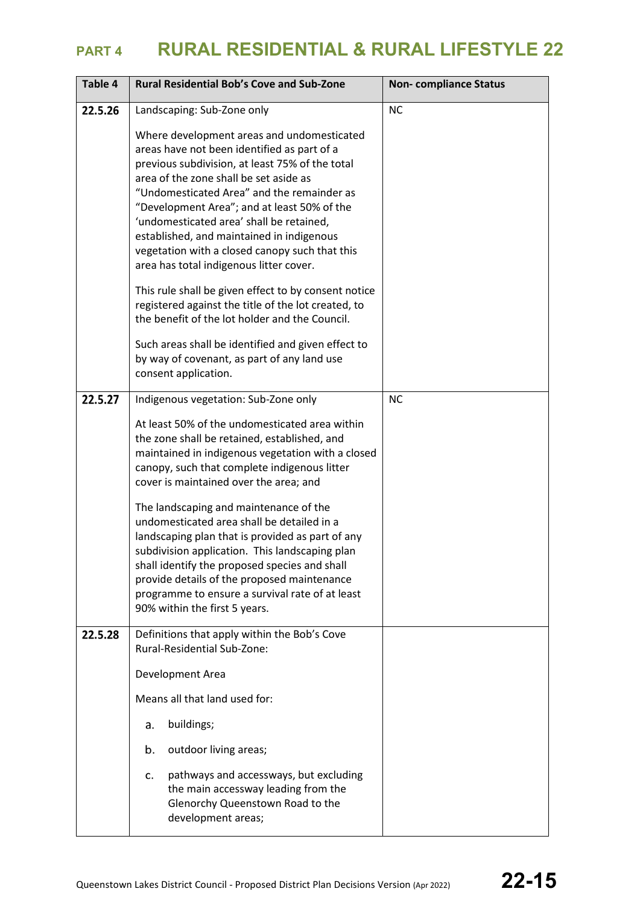| Table 4 | Rural Residential Bob's Cove and Sub-Zone | Non- compliance Status |
|---|---|---|
| 22.5.26 | Landscaping: Sub-Zone only<br><br>Where development areas and undomesticated areas have not been identified as part of a previous subdivision, at least 75% of the total area of the zone shall be set aside as "Undomesticated Area" and the remainder as "Development Area"; and at least 50% of the 'undomesticated area' shall be retained, established, and maintained in indigenous vegetation with a closed canopy such that this area has total indigenous litter cover.<br><br>This rule shall be given effect to by consent notice registered against the title of the lot created, to the benefit of the lot holder and the Council.<br><br>Such areas shall be identified and given effect to by way of covenant, as part of any land use consent application. | NC |
| 22.5.27 | Indigenous vegetation: Sub-Zone only<br><br>At least 50% of the undomesticated area within the zone shall be retained, established, and maintained in indigenous vegetation with a closed canopy, such that complete indigenous litter cover is maintained over the area; and<br><br>The landscaping and maintenance of the undomesticated area shall be detailed in a landscaping plan that is provided as part of any subdivision application. This landscaping plan shall identify the proposed species and shall provide details of the proposed maintenance programme to ensure a survival rate of at least 90% within the first 5 years. | NC |
| 22.5.28 | Definitions that apply within the Bob's Cove Rural-Residential Sub-Zone:<br><br>Development Area<br><br>Means all that land used for:<br><br>a. buildings;<br><br>b. outdoor living areas;<br><br>c. pathways and accessways, but excluding the main accessway leading from the Glenorchy Queenstown Road to the development areas; | |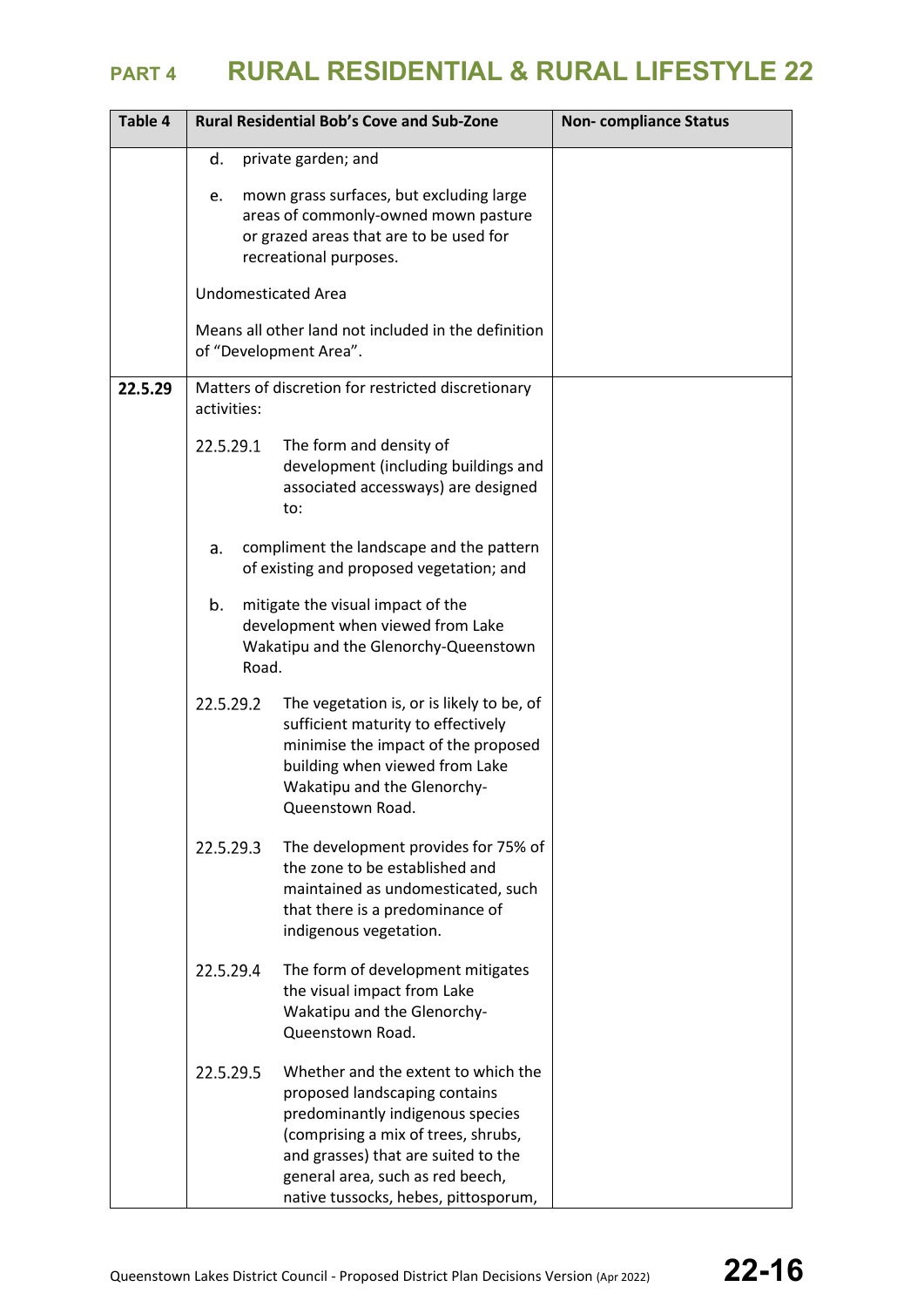# PART 4 RURAL RESIDENTIAL & RURAL LIFESTYLE 22

| Table 4 | Rural Residential Bob's Cove and Sub-Zone | Non- compliance Status |
|---|---|---|
| | d. private garden; and<br><br>e. mown grass surfaces, but excluding large areas of commonly-owned mown pasture or grazed areas that are to be used for recreational purposes.<br><br>Undomesticated Area<br><br>Means all other land not included in the definition of "Development Area". | |
| **22.5.29** | Matters of discretion for restricted discretionary activities:<br><br>22.5.29.1 The form and density of development (including buildings and associated accessways) are designed to:<br><br>a. compliment the landscape and the pattern of existing and proposed vegetation; and<br><br>b. mitigate the visual impact of the development when viewed from Lake Wakatipu and the Glenorchy-Queenstown Road.<br><br>22.5.29.2 The vegetation is, or is likely to be, of sufficient maturity to effectively minimise the impact of the proposed building when viewed from Lake Wakatipu and the Glenorchy-Queenstown Road.<br><br>22.5.29.3 The development provides for 75% of the zone to be established and maintained as undomesticated, such that there is a predominance of indigenous vegetation.<br><br>22.5.29.4 The form of development mitigates the visual impact from Lake Wakatipu and the Glenorchy-Queenstown Road.<br><br>22.5.29.5 Whether and the extent to which the proposed landscaping contains predominantly indigenous species (comprising a mix of trees, shrubs, and grasses) that are suited to the general area, such as red beech, native tussocks, hebes, pittosporum, | |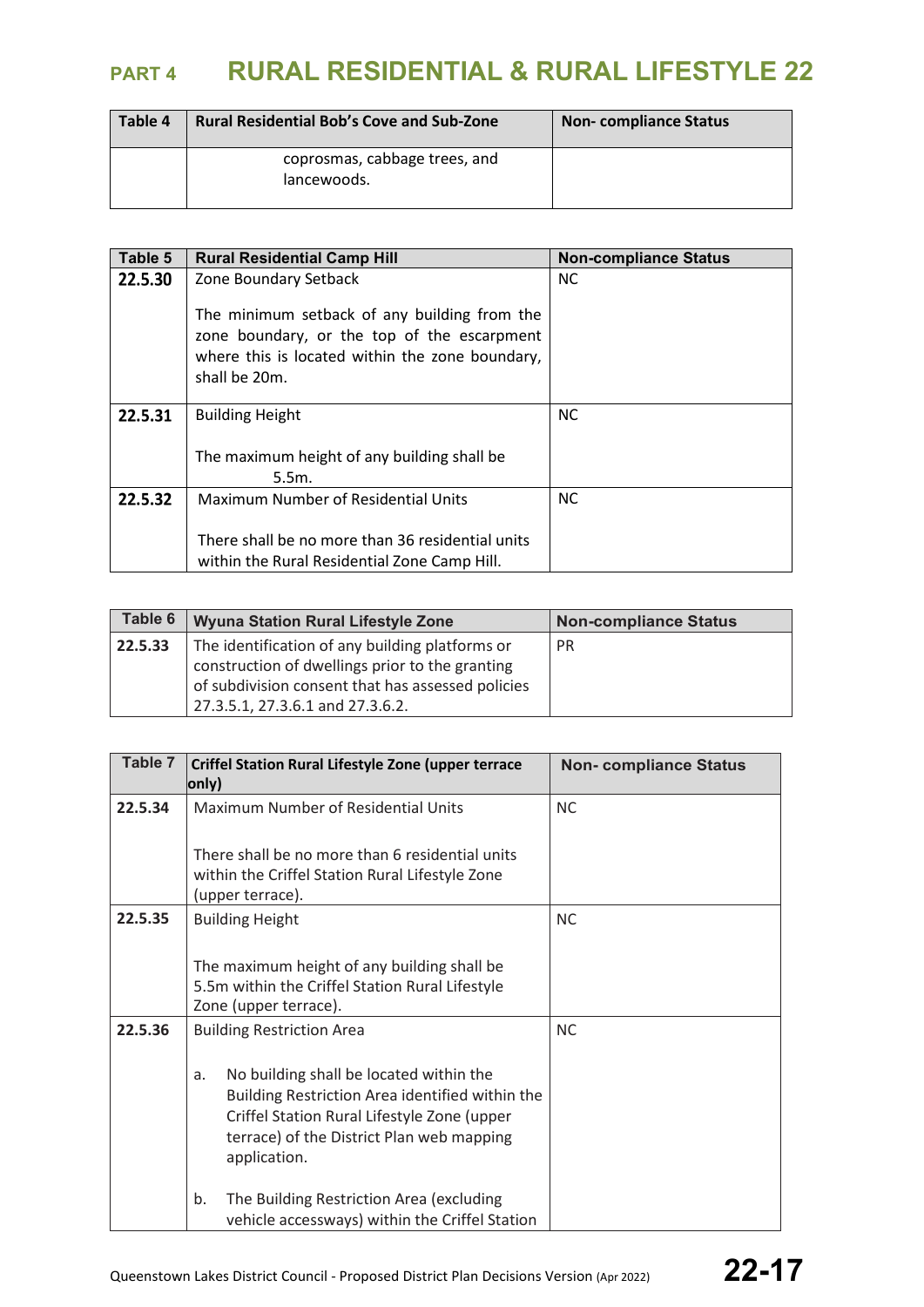# PART 4 RURAL RESIDENTIAL & RURAL LIFESTYLE 22

| Table 4 | Rural Residential Bob's Cove and Sub-Zone | Non- compliance Status |
|---|---|---|
| | coprosmas, cabbage trees, and lancewoods. | |

| Table 5 | Rural Residential Camp Hill | Non-compliance Status |
|---|---|---|
| **22.5.30** | Zone Boundary Setback<br><br>The minimum setback of any building from the zone boundary, or the top of the escarpment where this is located within the zone boundary, shall be 20m. | NC |
| **22.5.31** | Building Height<br><br>The maximum height of any building shall be 5.5m. | NC |
| **22.5.32** | Maximum Number of Residential Units<br><br>There shall be no more than 36 residential units within the Rural Residential Zone Camp Hill. | NC |

| Table 6 | Wyuna Station Rural Lifestyle Zone | Non-compliance Status |
|---|---|---|
| **22.5.33** | The identification of any building platforms or construction of dwellings prior to the granting of subdivision consent that has assessed policies 27.3.5.1, 27.3.6.1 and 27.3.6.2. | PR |

| Table 7 | Criffel Station Rural Lifestyle Zone (upper terrace only) | Non- compliance Status |
|---|---|---|
| **22.5.34** | Maximum Number of Residential Units<br><br>There shall be no more than 6 residential units within the Criffel Station Rural Lifestyle Zone (upper terrace). | NC |
| **22.5.35** | Building Height<br><br>The maximum height of any building shall be 5.5m within the Criffel Station Rural Lifestyle Zone (upper terrace). | NC |
| **22.5.36** | Building Restriction Area<br><br>a. No building shall be located within the Building Restriction Area identified within the Criffel Station Rural Lifestyle Zone (upper terrace) of the District Plan web mapping application.<br><br>b. The Building Restriction Area (excluding vehicle accessways) within the Criffel Station | NC |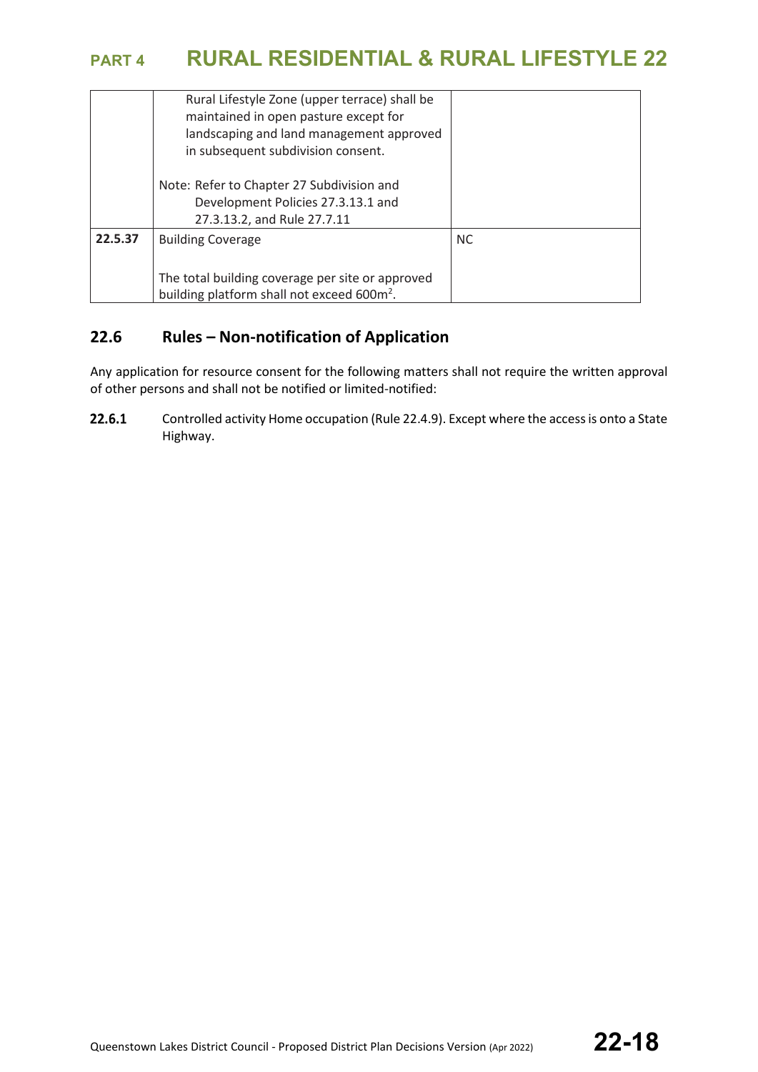| | | |
|---|---|---|
| | Rural Lifestyle Zone (upper terrace) shall be maintained in open pasture except for landscaping and land management approved in subsequent subdivision consent.<br><br>Note: Refer to Chapter 27 Subdivision and Development Policies 27.3.13.1 and 27.3.13.2, and Rule 27.7.11 | |
| **22.5.37** | Building Coverage<br><br>The total building coverage per site or approved building platform shall not exceed 600m². | NC |

## 22.6 Rules – Non-notification of Application

Any application for resource consent for the following matters shall not require the written approval of other persons and shall not be notified or limited-notified:

**22.6.1** Controlled activity Home occupation (Rule 22.4.9). Except where the access is onto a State Highway.